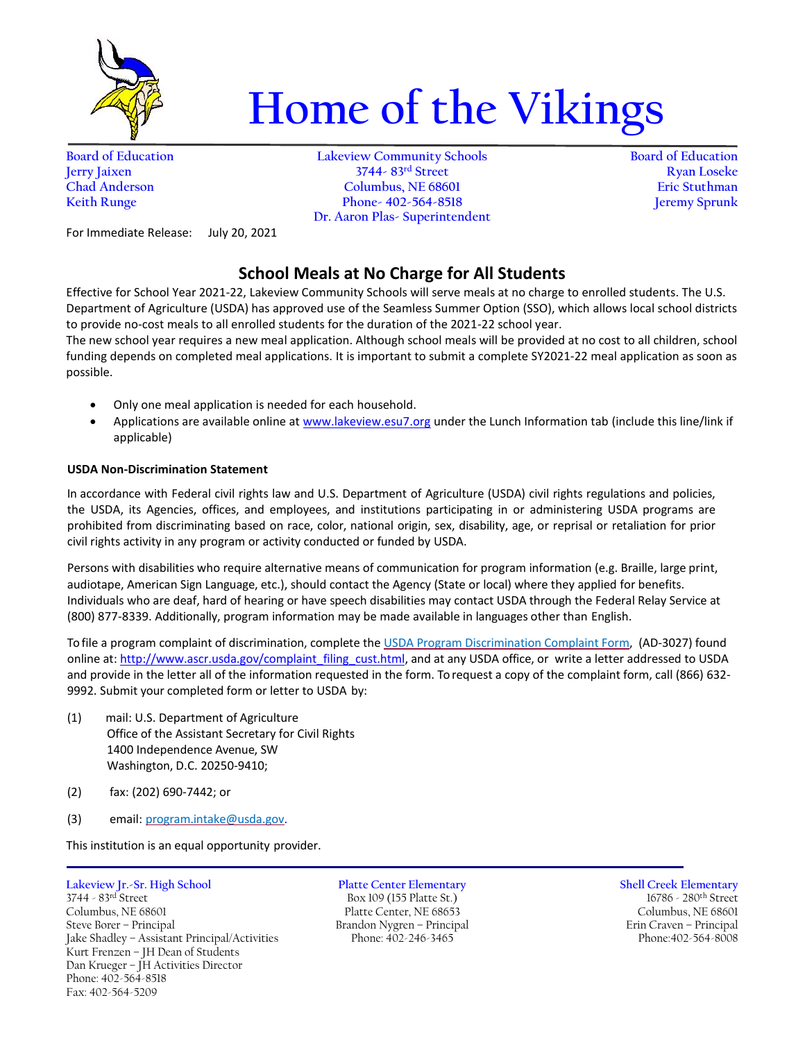# Home of the Vikings

Board of Education
Jerry Jaixen
Chad Anderson
Keith Runge

Lakeview Community Schools
3744- 83rd Street
Columbus, NE 68601
Phone- 402-564-8518
Dr. Aaron Plas- Superintendent

Board of Education
Ryan Loseke
Eric Stuthman
Jeremy Sprunk

For Immediate Release: July 20, 2021

## School Meals at No Charge for All Students

Effective for School Year 2021-22, Lakeview Community Schools will serve meals at no charge to enrolled students. The U.S. Department of Agriculture (USDA) has approved use of the Seamless Summer Option (SSO), which allows local school districts to provide no-cost meals to all enrolled students for the duration of the 2021-22 school year.

The new school year requires a new meal application. Although school meals will be provided at no cost to all children, school funding depends on completed meal applications. It is important to submit a complete SY2021-22 meal application as soon as possible.

- Only one meal application is needed for each household.
- Applications are available online at [www.lakeview.esu7.org](www.lakeview.esu7.org) under the Lunch Information tab (include this line/link if applicable)

**USDA Non-Discrimination Statement**

In accordance with Federal civil rights law and U.S. Department of Agriculture (USDA) civil rights regulations and policies, the USDA, its Agencies, offices, and employees, and institutions participating in or administering USDA programs are prohibited from discriminating based on race, color, national origin, sex, disability, age, or reprisal or retaliation for prior civil rights activity in any program or activity conducted or funded by USDA.

Persons with disabilities who require alternative means of communication for program information (e.g. Braille, large print, audiotape, American Sign Language, etc.), should contact the Agency (State or local) where they applied for benefits. Individuals who are deaf, hard of hearing or have speech disabilities may contact USDA through the Federal Relay Service at (800) 877-8339. Additionally, program information may be made available in languages other than English.

To file a program complaint of discrimination, complete the USDA Program Discrimination Complaint Form, (AD-3027) found online at: http://www.ascr.usda.gov/complaint_filing_cust.html, and at any USDA office, or write a letter addressed to USDA and provide in the letter all of the information requested in the form. To request a copy of the complaint form, call (866) 632-9992. Submit your completed form or letter to USDA by:

(1) mail: U.S. Department of Agriculture
Office of the Assistant Secretary for Civil Rights
1400 Independence Avenue, SW
Washington, D.C. 20250-9410;

(2) fax: (202) 690-7442; or

(3) email: program.intake@usda.gov.

This institution is an equal opportunity provider.

---

Lakeview Jr.-Sr. High School
3744 - 83rd Street
Columbus, NE 68601
Steve Borer – Principal
Jake Shadley – Assistant Principal/Activities
Kurt Frenzen – JH Dean of Students
Dan Krueger – JH Activities Director
Phone: 402-564-8518
Fax: 402-564-5209

Platte Center Elementary
Box 109 (155 Platte St.)
Platte Center, NE 68653
Brandon Nygren – Principal
Phone: 402-246-3465

Shell Creek Elementary
16786 - 280th Street
Columbus, NE 68601
Erin Craven – Principal
Phone:402-564-8008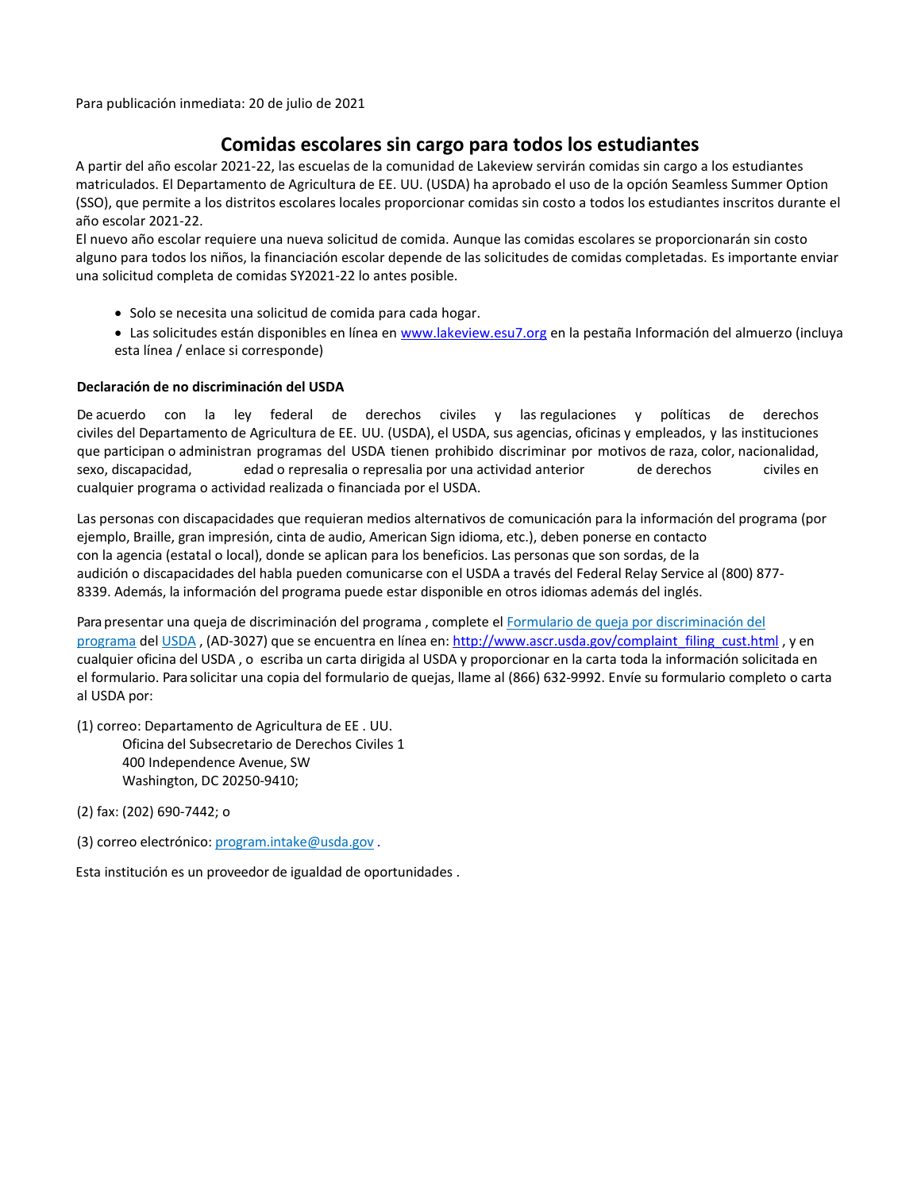Para publicación inmediata: 20 de julio de 2021

# Comidas escolares sin cargo para todos los estudiantes

A partir del año escolar 2021-22, las escuelas de la comunidad de Lakeview servirán comidas sin cargo a los estudiantes matriculados. El Departamento de Agricultura de EE. UU. (USDA) ha aprobado el uso de la opción Seamless Summer Option (SSO), que permite a los distritos escolares locales proporcionar comidas sin costo a todos los estudiantes inscritos durante el año escolar 2021-22.

El nuevo año escolar requiere una nueva solicitud de comida. Aunque las comidas escolares se proporcionarán sin costo alguno para todos los niños, la financiación escolar depende de las solicitudes de comidas completadas. Es importante enviar una solicitud completa de comidas SY2021-22 lo antes posible.

- Solo se necesita una solicitud de comida para cada hogar.
- Las solicitudes están disponibles en línea en [www.lakeview.esu7.org](http://www.lakeview.esu7.org) en la pestaña Información del almuerzo (incluya esta línea / enlace si corresponde)

**Declaración de no discriminación del USDA**

De acuerdo con la ley federal de derechos civiles y las regulaciones y políticas de derechos civiles del Departamento de Agricultura de EE. UU. (USDA), el USDA, sus agencias, oficinas y empleados, y las instituciones que participan o administran programas del USDA tienen prohibido discriminar por motivos de raza, color, nacionalidad, sexo, discapacidad, edad o represalia o represalia por una actividad anterior de derechos civiles en cualquier programa o actividad realizada o financiada por el USDA.

Las personas con discapacidades que requieran medios alternativos de comunicación para la información del programa (por ejemplo, Braille, gran impresión, cinta de audio, American Sign idioma, etc.), deben ponerse en contacto con la agencia (estatal o local), donde se aplican para los beneficios. Las personas que son sordas, de la audición o discapacidades del habla pueden comunicarse con el USDA a través del Federal Relay Service al (800) 877-8339. Además, la información del programa puede estar disponible en otros idiomas además del inglés.

Para presentar una queja de discriminación del programa , complete el [Formulario de queja por discriminación del programa](http://www.ascr.usda.gov/complaint_filing_cust.html) del [USDA](http://www.ascr.usda.gov/complaint_filing_cust.html) , (AD-3027) que se encuentra en línea en: [http://www.ascr.usda.gov/complaint_filing_cust.html](http://www.ascr.usda.gov/complaint_filing_cust.html) , y en cualquier oficina del USDA , o escriba un carta dirigida al USDA y proporcionar en la carta toda la información solicitada en el formulario. Para solicitar una copia del formulario de quejas, llame al (866) 632-9992. Envíe su formulario completo o carta al USDA por:

(1) correo: Departamento de Agricultura de EE . UU.
Oficina del Subsecretario de Derechos Civiles 1
400 Independence Avenue, SW
Washington, DC 20250-9410;

(2) fax: (202) 690-7442; o

(3) correo electrónico: [program.intake@usda.gov](mailto:program.intake@usda.gov) .

Esta institución es un proveedor de igualdad de oportunidades .